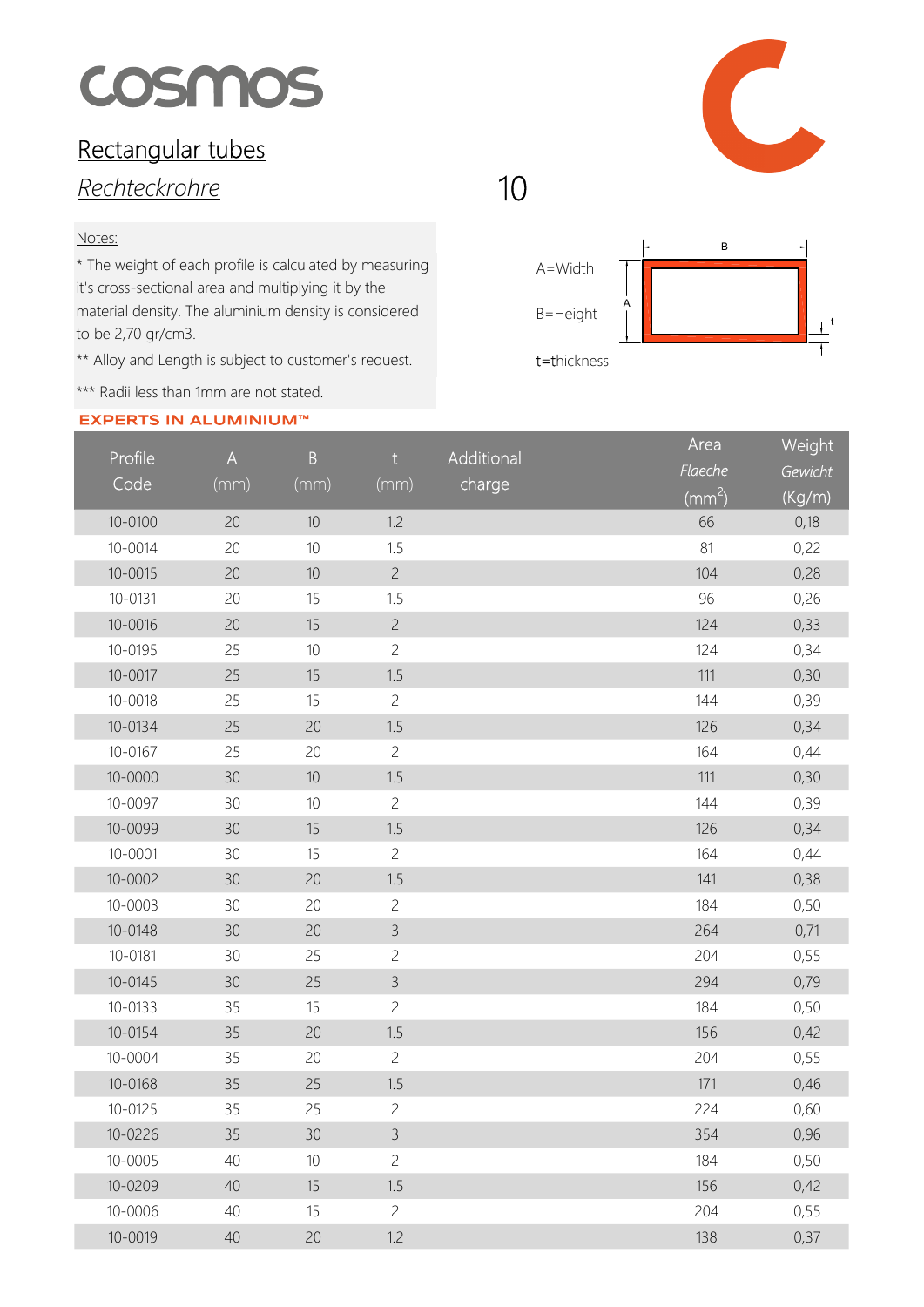# cosmos

## Rectangular tubes

## *Rechteckrohre*

10

Notes:

* The weight of each profile is calculated by measuring it's cross-sectional area and multiplying it by the material density. The aluminium density is considered to be 2,70 gr/cm3.

** Alloy and Length is subject to customer's request.

*** Radii less than 1mm are not stated.

A=Width

B=Height

t=thickness

**EXPERTS IN ALUMINIUM™**

| Profile Code | A (mm) | B (mm) | t (mm) | Additional charge | Area *Flaeche* ($mm^2$) | Weight *Gewicht* (Kg/m) |
|---|---|---|---|---|---|---|
| 10-0100 | 20 | 10 | 1.2 | | 66 | 0,18 |
| 10-0014 | 20 | 10 | 1.5 | | 81 | 0,22 |
| 10-0015 | 20 | 10 | 2 | | 104 | 0,28 |
| 10-0131 | 20 | 15 | 1.5 | | 96 | 0,26 |
| 10-0016 | 20 | 15 | 2 | | 124 | 0,33 |
| 10-0195 | 25 | 10 | 2 | | 124 | 0,34 |
| 10-0017 | 25 | 15 | 1.5 | | 111 | 0,30 |
| 10-0018 | 25 | 15 | 2 | | 144 | 0,39 |
| 10-0134 | 25 | 20 | 1.5 | | 126 | 0,34 |
| 10-0167 | 25 | 20 | 2 | | 164 | 0,44 |
| 10-0000 | 30 | 10 | 1.5 | | 111 | 0,30 |
| 10-0097 | 30 | 10 | 2 | | 144 | 0,39 |
| 10-0099 | 30 | 15 | 1.5 | | 126 | 0,34 |
| 10-0001 | 30 | 15 | 2 | | 164 | 0,44 |
| 10-0002 | 30 | 20 | 1.5 | | 141 | 0,38 |
| 10-0003 | 30 | 20 | 2 | | 184 | 0,50 |
| 10-0148 | 30 | 20 | 3 | | 264 | 0,71 |
| 10-0181 | 30 | 25 | 2 | | 204 | 0,55 |
| 10-0145 | 30 | 25 | 3 | | 294 | 0,79 |
| 10-0133 | 35 | 15 | 2 | | 184 | 0,50 |
| 10-0154 | 35 | 20 | 1.5 | | 156 | 0,42 |
| 10-0004 | 35 | 20 | 2 | | 204 | 0,55 |
| 10-0168 | 35 | 25 | 1.5 | | 171 | 0,46 |
| 10-0125 | 35 | 25 | 2 | | 224 | 0,60 |
| 10-0226 | 35 | 30 | 3 | | 354 | 0,96 |
| 10-0005 | 40 | 10 | 2 | | 184 | 0,50 |
| 10-0209 | 40 | 15 | 1.5 | | 156 | 0,42 |
| 10-0006 | 40 | 15 | 2 | | 204 | 0,55 |
| 10-0019 | 40 | 20 | 1.2 | | 138 | 0,37 |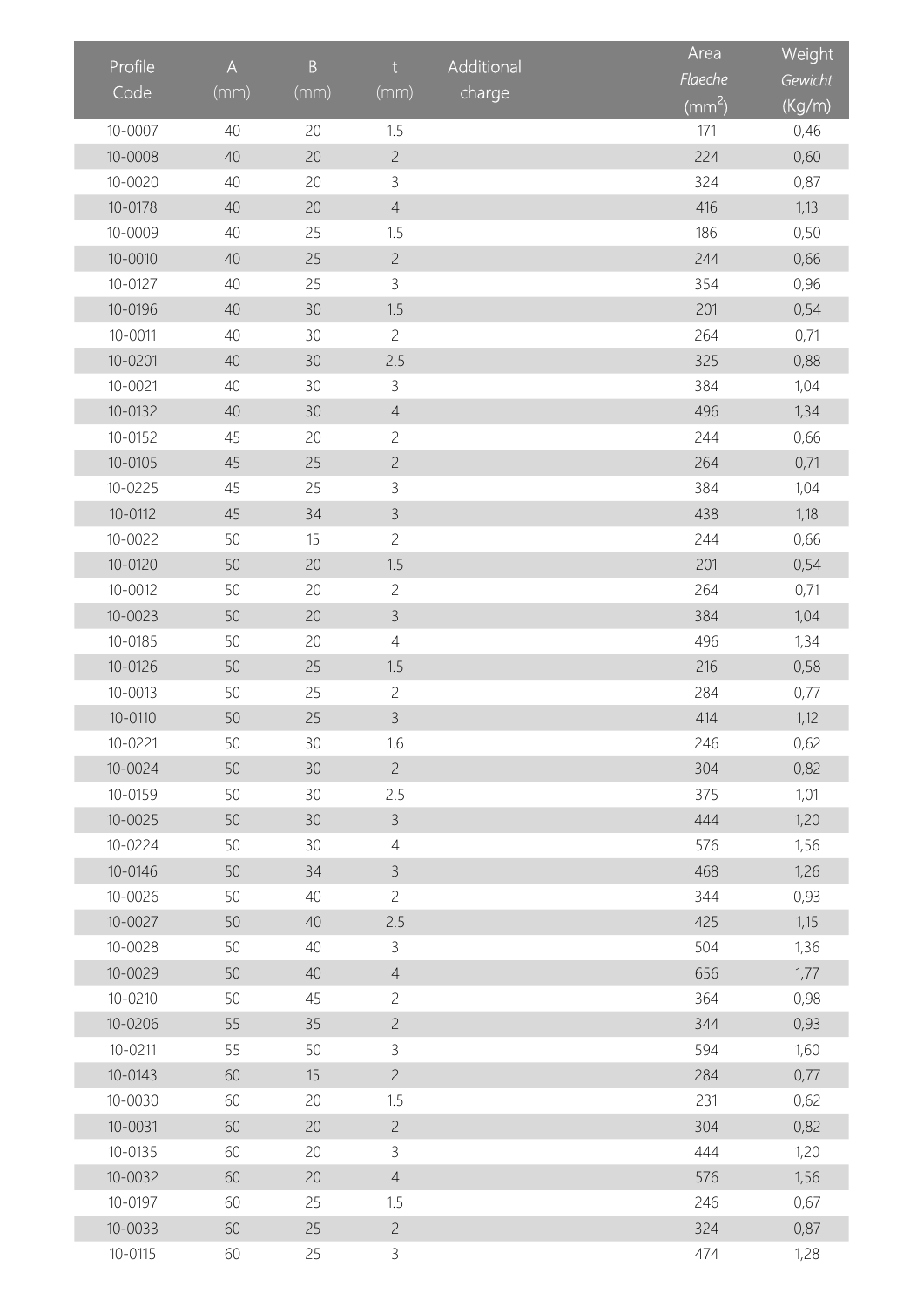| Profile Code | A (mm) | B (mm) | t (mm) | Additional charge | Area *Flaeche* ($mm^2$) | Weight *Gewicht* (Kg/m) |
|---|---|---|---|---|---|---|
| 10-0007 | 40 | 20 | 1.5 | | 171 | 0,46 |
| 10-0008 | 40 | 20 | 2 | | 224 | 0,60 |
| 10-0020 | 40 | 20 | 3 | | 324 | 0,87 |
| 10-0178 | 40 | 20 | 4 | | 416 | 1,13 |
| 10-0009 | 40 | 25 | 1.5 | | 186 | 0,50 |
| 10-0010 | 40 | 25 | 2 | | 244 | 0,66 |
| 10-0127 | 40 | 25 | 3 | | 354 | 0,96 |
| 10-0196 | 40 | 30 | 1.5 | | 201 | 0,54 |
| 10-0011 | 40 | 30 | 2 | | 264 | 0,71 |
| 10-0201 | 40 | 30 | 2.5 | | 325 | 0,88 |
| 10-0021 | 40 | 30 | 3 | | 384 | 1,04 |
| 10-0132 | 40 | 30 | 4 | | 496 | 1,34 |
| 10-0152 | 45 | 20 | 2 | | 244 | 0,66 |
| 10-0105 | 45 | 25 | 2 | | 264 | 0,71 |
| 10-0225 | 45 | 25 | 3 | | 384 | 1,04 |
| 10-0112 | 45 | 34 | 3 | | 438 | 1,18 |
| 10-0022 | 50 | 15 | 2 | | 244 | 0,66 |
| 10-0120 | 50 | 20 | 1.5 | | 201 | 0,54 |
| 10-0012 | 50 | 20 | 2 | | 264 | 0,71 |
| 10-0023 | 50 | 20 | 3 | | 384 | 1,04 |
| 10-0185 | 50 | 20 | 4 | | 496 | 1,34 |
| 10-0126 | 50 | 25 | 1.5 | | 216 | 0,58 |
| 10-0013 | 50 | 25 | 2 | | 284 | 0,77 |
| 10-0110 | 50 | 25 | 3 | | 414 | 1,12 |
| 10-0221 | 50 | 30 | 1.6 | | 246 | 0,62 |
| 10-0024 | 50 | 30 | 2 | | 304 | 0,82 |
| 10-0159 | 50 | 30 | 2.5 | | 375 | 1,01 |
| 10-0025 | 50 | 30 | 3 | | 444 | 1,20 |
| 10-0224 | 50 | 30 | 4 | | 576 | 1,56 |
| 10-0146 | 50 | 34 | 3 | | 468 | 1,26 |
| 10-0026 | 50 | 40 | 2 | | 344 | 0,93 |
| 10-0027 | 50 | 40 | 2.5 | | 425 | 1,15 |
| 10-0028 | 50 | 40 | 3 | | 504 | 1,36 |
| 10-0029 | 50 | 40 | 4 | | 656 | 1,77 |
| 10-0210 | 50 | 45 | 2 | | 364 | 0,98 |
| 10-0206 | 55 | 35 | 2 | | 344 | 0,93 |
| 10-0211 | 55 | 50 | 3 | | 594 | 1,60 |
| 10-0143 | 60 | 15 | 2 | | 284 | 0,77 |
| 10-0030 | 60 | 20 | 1.5 | | 231 | 0,62 |
| 10-0031 | 60 | 20 | 2 | | 304 | 0,82 |
| 10-0135 | 60 | 20 | 3 | | 444 | 1,20 |
| 10-0032 | 60 | 20 | 4 | | 576 | 1,56 |
| 10-0197 | 60 | 25 | 1.5 | | 246 | 0,67 |
| 10-0033 | 60 | 25 | 2 | | 324 | 0,87 |
| 10-0115 | 60 | 25 | 3 | | 474 | 1,28 |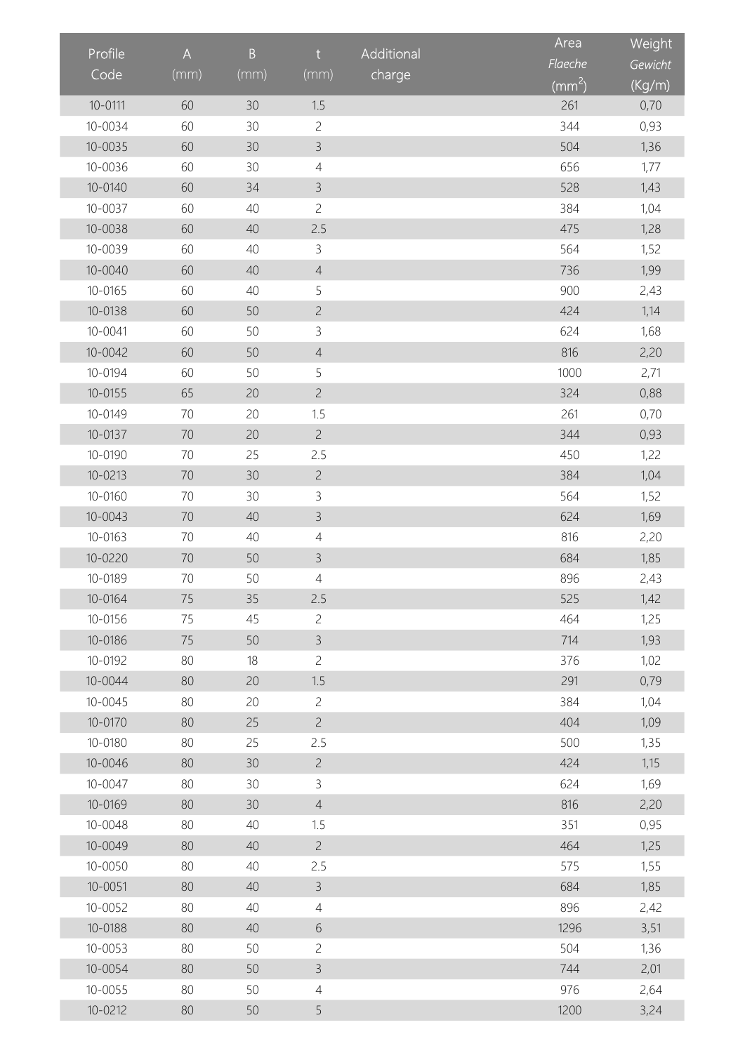| Profile Code | A (mm) | B (mm) | t (mm) | Additional charge | Area *Flaeche* ($mm^2$) | Weight *Gewicht* (Kg/m) |
|---|---|---|---|---|---|---|
| 10-0111 | 60 | 30 | 1.5 | | 261 | 0,70 |
| 10-0034 | 60 | 30 | 2 | | 344 | 0,93 |
| 10-0035 | 60 | 30 | 3 | | 504 | 1,36 |
| 10-0036 | 60 | 30 | 4 | | 656 | 1,77 |
| 10-0140 | 60 | 34 | 3 | | 528 | 1,43 |
| 10-0037 | 60 | 40 | 2 | | 384 | 1,04 |
| 10-0038 | 60 | 40 | 2.5 | | 475 | 1,28 |
| 10-0039 | 60 | 40 | 3 | | 564 | 1,52 |
| 10-0040 | 60 | 40 | 4 | | 736 | 1,99 |
| 10-0165 | 60 | 40 | 5 | | 900 | 2,43 |
| 10-0138 | 60 | 50 | 2 | | 424 | 1,14 |
| 10-0041 | 60 | 50 | 3 | | 624 | 1,68 |
| 10-0042 | 60 | 50 | 4 | | 816 | 2,20 |
| 10-0194 | 60 | 50 | 5 | | 1000 | 2,71 |
| 10-0155 | 65 | 20 | 2 | | 324 | 0,88 |
| 10-0149 | 70 | 20 | 1.5 | | 261 | 0,70 |
| 10-0137 | 70 | 20 | 2 | | 344 | 0,93 |
| 10-0190 | 70 | 25 | 2.5 | | 450 | 1,22 |
| 10-0213 | 70 | 30 | 2 | | 384 | 1,04 |
| 10-0160 | 70 | 30 | 3 | | 564 | 1,52 |
| 10-0043 | 70 | 40 | 3 | | 624 | 1,69 |
| 10-0163 | 70 | 40 | 4 | | 816 | 2,20 |
| 10-0220 | 70 | 50 | 3 | | 684 | 1,85 |
| 10-0189 | 70 | 50 | 4 | | 896 | 2,43 |
| 10-0164 | 75 | 35 | 2.5 | | 525 | 1,42 |
| 10-0156 | 75 | 45 | 2 | | 464 | 1,25 |
| 10-0186 | 75 | 50 | 3 | | 714 | 1,93 |
| 10-0192 | 80 | 18 | 2 | | 376 | 1,02 |
| 10-0044 | 80 | 20 | 1.5 | | 291 | 0,79 |
| 10-0045 | 80 | 20 | 2 | | 384 | 1,04 |
| 10-0170 | 80 | 25 | 2 | | 404 | 1,09 |
| 10-0180 | 80 | 25 | 2.5 | | 500 | 1,35 |
| 10-0046 | 80 | 30 | 2 | | 424 | 1,15 |
| 10-0047 | 80 | 30 | 3 | | 624 | 1,69 |
| 10-0169 | 80 | 30 | 4 | | 816 | 2,20 |
| 10-0048 | 80 | 40 | 1.5 | | 351 | 0,95 |
| 10-0049 | 80 | 40 | 2 | | 464 | 1,25 |
| 10-0050 | 80 | 40 | 2.5 | | 575 | 1,55 |
| 10-0051 | 80 | 40 | 3 | | 684 | 1,85 |
| 10-0052 | 80 | 40 | 4 | | 896 | 2,42 |
| 10-0188 | 80 | 40 | 6 | | 1296 | 3,51 |
| 10-0053 | 80 | 50 | 2 | | 504 | 1,36 |
| 10-0054 | 80 | 50 | 3 | | 744 | 2,01 |
| 10-0055 | 80 | 50 | 4 | | 976 | 2,64 |
| 10-0212 | 80 | 50 | 5 | | 1200 | 3,24 |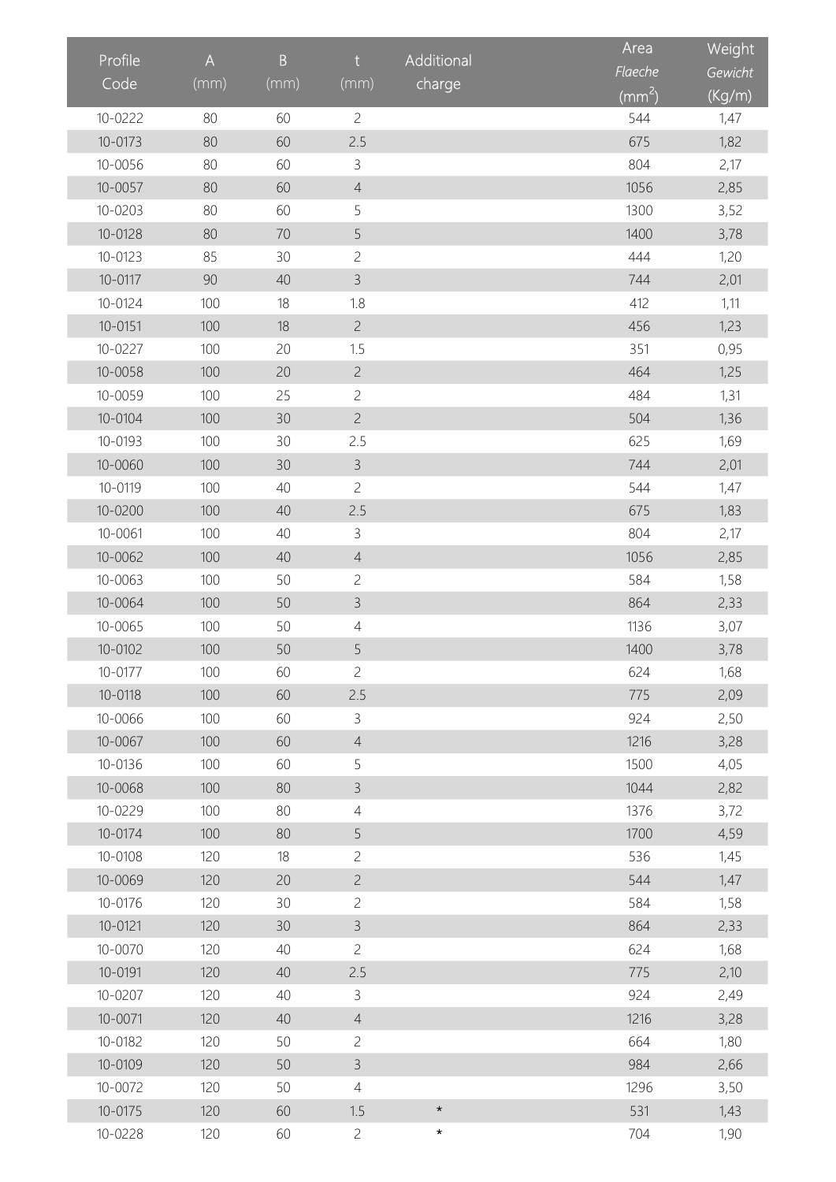| Profile Code | A (mm) | B (mm) | t (mm) | Additional charge | Area *Flaeche* ($mm^2$) | Weight *Gewicht* (Kg/m) |
|---|---|---|---|---|---|---|
| 10-0222 | 80 | 60 | 2 | | 544 | 1,47 |
| 10-0173 | 80 | 60 | 2.5 | | 675 | 1,82 |
| 10-0056 | 80 | 60 | 3 | | 804 | 2,17 |
| 10-0057 | 80 | 60 | 4 | | 1056 | 2,85 |
| 10-0203 | 80 | 60 | 5 | | 1300 | 3,52 |
| 10-0128 | 80 | 70 | 5 | | 1400 | 3,78 |
| 10-0123 | 85 | 30 | 2 | | 444 | 1,20 |
| 10-0117 | 90 | 40 | 3 | | 744 | 2,01 |
| 10-0124 | 100 | 18 | 1.8 | | 412 | 1,11 |
| 10-0151 | 100 | 18 | 2 | | 456 | 1,23 |
| 10-0227 | 100 | 20 | 1.5 | | 351 | 0,95 |
| 10-0058 | 100 | 20 | 2 | | 464 | 1,25 |
| 10-0059 | 100 | 25 | 2 | | 484 | 1,31 |
| 10-0104 | 100 | 30 | 2 | | 504 | 1,36 |
| 10-0193 | 100 | 30 | 2.5 | | 625 | 1,69 |
| 10-0060 | 100 | 30 | 3 | | 744 | 2,01 |
| 10-0119 | 100 | 40 | 2 | | 544 | 1,47 |
| 10-0200 | 100 | 40 | 2.5 | | 675 | 1,83 |
| 10-0061 | 100 | 40 | 3 | | 804 | 2,17 |
| 10-0062 | 100 | 40 | 4 | | 1056 | 2,85 |
| 10-0063 | 100 | 50 | 2 | | 584 | 1,58 |
| 10-0064 | 100 | 50 | 3 | | 864 | 2,33 |
| 10-0065 | 100 | 50 | 4 | | 1136 | 3,07 |
| 10-0102 | 100 | 50 | 5 | | 1400 | 3,78 |
| 10-0177 | 100 | 60 | 2 | | 624 | 1,68 |
| 10-0118 | 100 | 60 | 2.5 | | 775 | 2,09 |
| 10-0066 | 100 | 60 | 3 | | 924 | 2,50 |
| 10-0067 | 100 | 60 | 4 | | 1216 | 3,28 |
| 10-0136 | 100 | 60 | 5 | | 1500 | 4,05 |
| 10-0068 | 100 | 80 | 3 | | 1044 | 2,82 |
| 10-0229 | 100 | 80 | 4 | | 1376 | 3,72 |
| 10-0174 | 100 | 80 | 5 | | 1700 | 4,59 |
| 10-0108 | 120 | 18 | 2 | | 536 | 1,45 |
| 10-0069 | 120 | 20 | 2 | | 544 | 1,47 |
| 10-0176 | 120 | 30 | 2 | | 584 | 1,58 |
| 10-0121 | 120 | 30 | 3 | | 864 | 2,33 |
| 10-0070 | 120 | 40 | 2 | | 624 | 1,68 |
| 10-0191 | 120 | 40 | 2.5 | | 775 | 2,10 |
| 10-0207 | 120 | 40 | 3 | | 924 | 2,49 |
| 10-0071 | 120 | 40 | 4 | | 1216 | 3,28 |
| 10-0182 | 120 | 50 | 2 | | 664 | 1,80 |
| 10-0109 | 120 | 50 | 3 | | 984 | 2,66 |
| 10-0072 | 120 | 50 | 4 | | 1296 | 3,50 |
| 10-0175 | 120 | 60 | 1.5 | * | 531 | 1,43 |
| 10-0228 | 120 | 60 | 2 | * | 704 | 1,90 |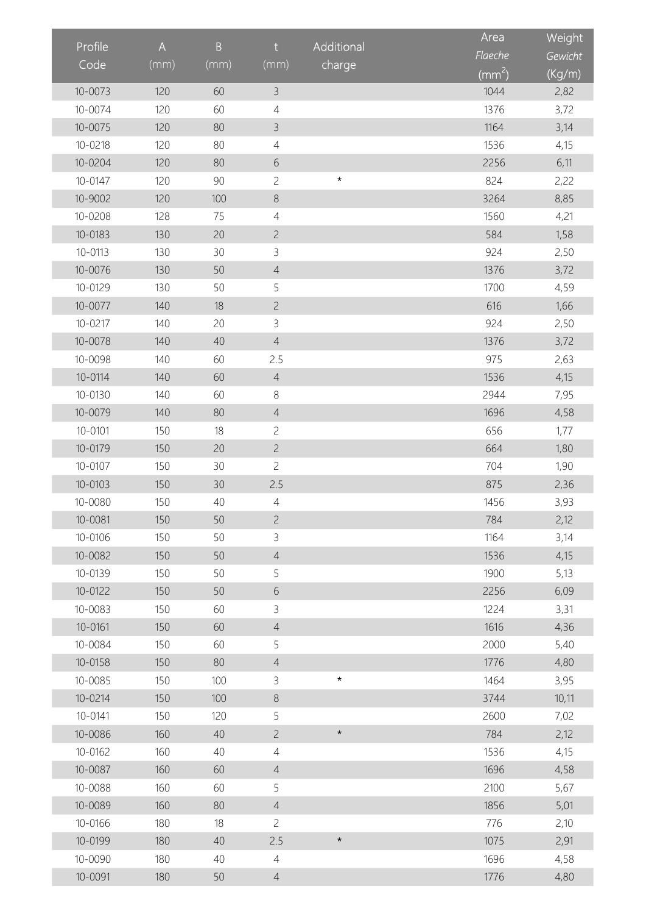| Profile Code | A (mm) | B (mm) | t (mm) | Additional charge | Area *Flaeche* ($mm^2$) | Weight *Gewicht* (Kg/m) |
|---|---|---|---|---|---|---|
| 10-0073 | 120 | 60 | 3 | | 1044 | 2,82 |
| 10-0074 | 120 | 60 | 4 | | 1376 | 3,72 |
| 10-0075 | 120 | 80 | 3 | | 1164 | 3,14 |
| 10-0218 | 120 | 80 | 4 | | 1536 | 4,15 |
| 10-0204 | 120 | 80 | 6 | | 2256 | 6,11 |
| 10-0147 | 120 | 90 | 2 | * | 824 | 2,22 |
| 10-9002 | 120 | 100 | 8 | | 3264 | 8,85 |
| 10-0208 | 128 | 75 | 4 | | 1560 | 4,21 |
| 10-0183 | 130 | 20 | 2 | | 584 | 1,58 |
| 10-0113 | 130 | 30 | 3 | | 924 | 2,50 |
| 10-0076 | 130 | 50 | 4 | | 1376 | 3,72 |
| 10-0129 | 130 | 50 | 5 | | 1700 | 4,59 |
| 10-0077 | 140 | 18 | 2 | | 616 | 1,66 |
| 10-0217 | 140 | 20 | 3 | | 924 | 2,50 |
| 10-0078 | 140 | 40 | 4 | | 1376 | 3,72 |
| 10-0098 | 140 | 60 | 2.5 | | 975 | 2,63 |
| 10-0114 | 140 | 60 | 4 | | 1536 | 4,15 |
| 10-0130 | 140 | 60 | 8 | | 2944 | 7,95 |
| 10-0079 | 140 | 80 | 4 | | 1696 | 4,58 |
| 10-0101 | 150 | 18 | 2 | | 656 | 1,77 |
| 10-0179 | 150 | 20 | 2 | | 664 | 1,80 |
| 10-0107 | 150 | 30 | 2 | | 704 | 1,90 |
| 10-0103 | 150 | 30 | 2.5 | | 875 | 2,36 |
| 10-0080 | 150 | 40 | 4 | | 1456 | 3,93 |
| 10-0081 | 150 | 50 | 2 | | 784 | 2,12 |
| 10-0106 | 150 | 50 | 3 | | 1164 | 3,14 |
| 10-0082 | 150 | 50 | 4 | | 1536 | 4,15 |
| 10-0139 | 150 | 50 | 5 | | 1900 | 5,13 |
| 10-0122 | 150 | 50 | 6 | | 2256 | 6,09 |
| 10-0083 | 150 | 60 | 3 | | 1224 | 3,31 |
| 10-0161 | 150 | 60 | 4 | | 1616 | 4,36 |
| 10-0084 | 150 | 60 | 5 | | 2000 | 5,40 |
| 10-0158 | 150 | 80 | 4 | | 1776 | 4,80 |
| 10-0085 | 150 | 100 | 3 | * | 1464 | 3,95 |
| 10-0214 | 150 | 100 | 8 | | 3744 | 10,11 |
| 10-0141 | 150 | 120 | 5 | | 2600 | 7,02 |
| 10-0086 | 160 | 40 | 2 | * | 784 | 2,12 |
| 10-0162 | 160 | 40 | 4 | | 1536 | 4,15 |
| 10-0087 | 160 | 60 | 4 | | 1696 | 4,58 |
| 10-0088 | 160 | 60 | 5 | | 2100 | 5,67 |
| 10-0089 | 160 | 80 | 4 | | 1856 | 5,01 |
| 10-0166 | 180 | 18 | 2 | | 776 | 2,10 |
| 10-0199 | 180 | 40 | 2.5 | * | 1075 | 2,91 |
| 10-0090 | 180 | 40 | 4 | | 1696 | 4,58 |
| 10-0091 | 180 | 50 | 4 | | 1776 | 4,80 |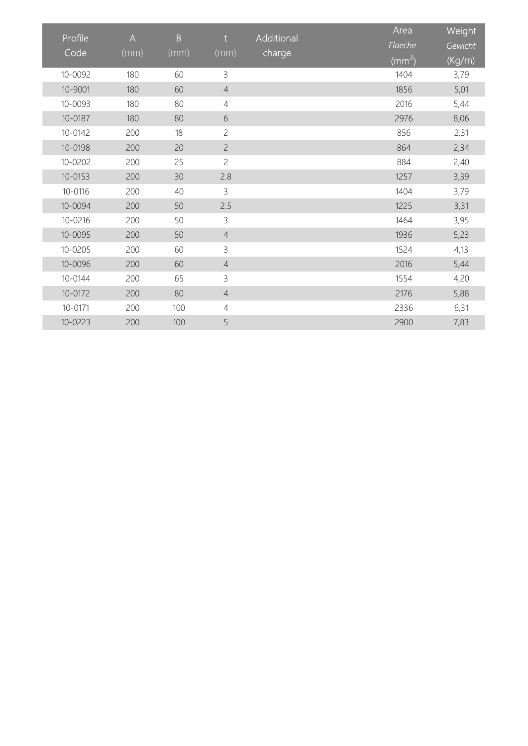| Profile Code | A (mm) | B (mm) | t (mm) | Additional charge | Area *Flaeche* ($mm^2$) | Weight *Gewicht* (Kg/m) |
|---|---|---|---|---|---|---|
| 10-0092 | 180 | 60 | 3 | | 1404 | 3,79 |
| 10-9001 | 180 | 60 | 4 | | 1856 | 5,01 |
| 10-0093 | 180 | 80 | 4 | | 2016 | 5,44 |
| 10-0187 | 180 | 80 | 6 | | 2976 | 8,06 |
| 10-0142 | 200 | 18 | 2 | | 856 | 2,31 |
| 10-0198 | 200 | 20 | 2 | | 864 | 2,34 |
| 10-0202 | 200 | 25 | 2 | | 884 | 2,40 |
| 10-0153 | 200 | 30 | 2.8 | | 1257 | 3,39 |
| 10-0116 | 200 | 40 | 3 | | 1404 | 3,79 |
| 10-0094 | 200 | 50 | 2.5 | | 1225 | 3,31 |
| 10-0216 | 200 | 50 | 3 | | 1464 | 3,95 |
| 10-0095 | 200 | 50 | 4 | | 1936 | 5,23 |
| 10-0205 | 200 | 60 | 3 | | 1524 | 4,13 |
| 10-0096 | 200 | 60 | 4 | | 2016 | 5,44 |
| 10-0144 | 200 | 65 | 3 | | 1554 | 4,20 |
| 10-0172 | 200 | 80 | 4 | | 2176 | 5,88 |
| 10-0171 | 200 | 100 | 4 | | 2336 | 6,31 |
| 10-0223 | 200 | 100 | 5 | | 2900 | 7,83 |